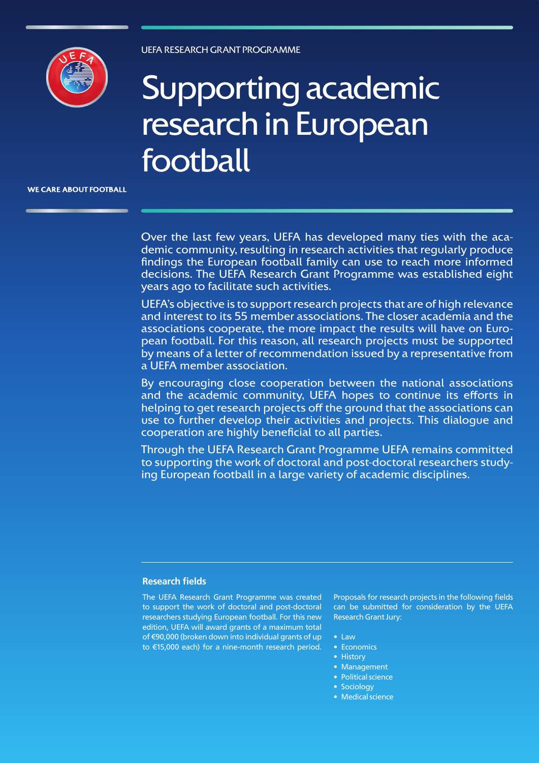UEFA RESEARCH GRANT PROGRAMME

# Supporting academic research in European football

WE CARE ABOUT FOOTBALL

Over the last few years, UEFA has developed many ties with the academic community, resulting in research activities that regularly produce findings the European football family can use to reach more informed decisions. The UEFA Research Grant Programme was established eight years ago to facilitate such activities.

UEFA's objective is to support research projects that are of high relevance and interest to its 55 member associations. The closer academia and the associations cooperate, the more impact the results will have on European football. For this reason, all research projects must be supported by means of a letter of recommendation issued by a representative from a UEFA member association.

By encouraging close cooperation between the national associations and the academic community, UEFA hopes to continue its efforts in helping to get research projects off the ground that the associations can use to further develop their activities and projects. This dialogue and cooperation are highly beneficial to all parties.

Through the UEFA Research Grant Programme UEFA remains committed to supporting the work of doctoral and post-doctoral researchers studying European football in a large variety of academic disciplines.

## Research fields

The UEFA Research Grant Programme was created to support the work of doctoral and post-doctoral researchers studying European football. For this new edition, UEFA will award grants of a maximum total of €90,000 (broken down into individual grants of up to €15,000 each) for a nine-month research period.

Proposals for research projects in the following fields can be submitted for consideration by the UEFA Research Grant Jury:

- Law
- Economics
- History
- Management
- Political science
- Sociology
- Medical science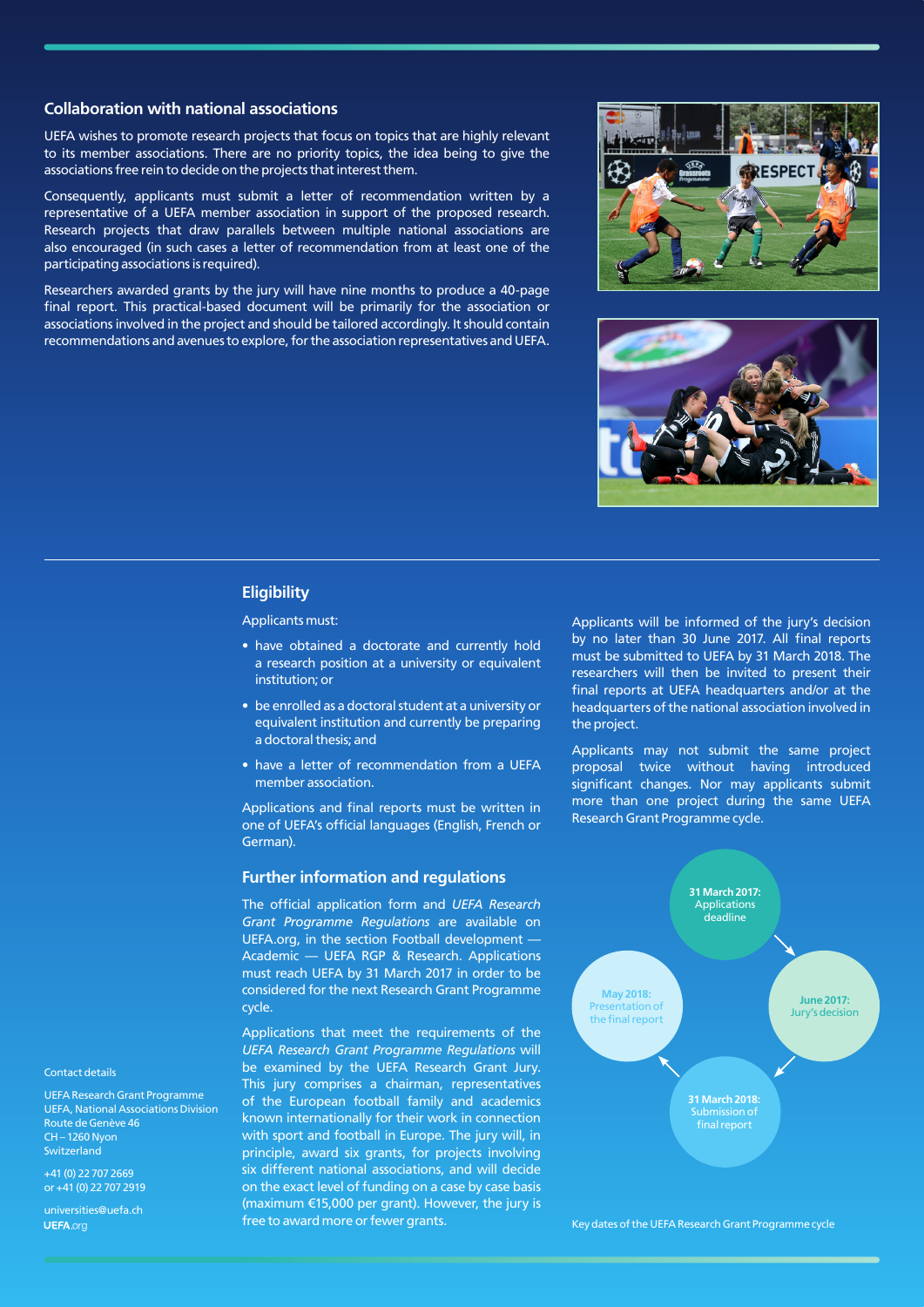## Collaboration with national associations

UEFA wishes to promote research projects that focus on topics that are highly relevant to its member associations. There are no priority topics, the idea being to give the associations free rein to decide on the projects that interest them.

Consequently, applicants must submit a letter of recommendation written by a representative of a UEFA member association in support of the proposed research. Research projects that draw parallels between multiple national associations are also encouraged (in such cases a letter of recommendation from at least one of the participating associations is required).

Researchers awarded grants by the jury will have nine months to produce a 40-page final report. This practical-based document will be primarily for the association or associations involved in the project and should be tailored accordingly. It should contain recommendations and avenues to explore, for the association representatives and UEFA.

## Eligibility

Applicants must:

- have obtained a doctorate and currently hold a research position at a university or equivalent institution; or
- be enrolled as a doctoral student at a university or equivalent institution and currently be preparing a doctoral thesis; and
- have a letter of recommendation from a UEFA member association.

Applications and final reports must be written in one of UEFA's official languages (English, French or German).

## Further information and regulations

The official application form and *UEFA Research Grant Programme Regulations* are available on UEFA.org, in the section Football development — Academic — UEFA RGP & Research. Applications must reach UEFA by 31 March 2017 in order to be considered for the next Research Grant Programme cycle.

Applications that meet the requirements of the *UEFA Research Grant Programme Regulations* will be examined by the UEFA Research Grant Jury. This jury comprises a chairman, representatives of the European football family and academics known internationally for their work in connection with sport and football in Europe. The jury will, in principle, award six grants, for projects involving six different national associations, and will decide on the exact level of funding on a case by case basis (maximum €15,000 per grant). However, the jury is free to award more or fewer grants.

Applicants will be informed of the jury's decision by no later than 30 June 2017. All final reports must be submitted to UEFA by 31 March 2018. The researchers will then be invited to present their final reports at UEFA headquarters and/or at the headquarters of the national association involved in the project.

Applicants may not submit the same project proposal twice without having introduced significant changes. Nor may applicants submit more than one project during the same UEFA Research Grant Programme cycle.

**31 March 2017:** Applications deadline

**June 2017:** Jury's decision

**31 March 2018:** Submission of final report

**May 2018:** Presentation of the final report

Key dates of the UEFA Research Grant Programme cycle

Contact details

UEFA Research Grant Programme
UEFA, National Associations Division
Route de Genève 46
CH – 1260 Nyon
Switzerland

+41 (0) 22 707 2669
or +41 (0) 22 707 2919

universities@uefa.ch
**UEFA**.org